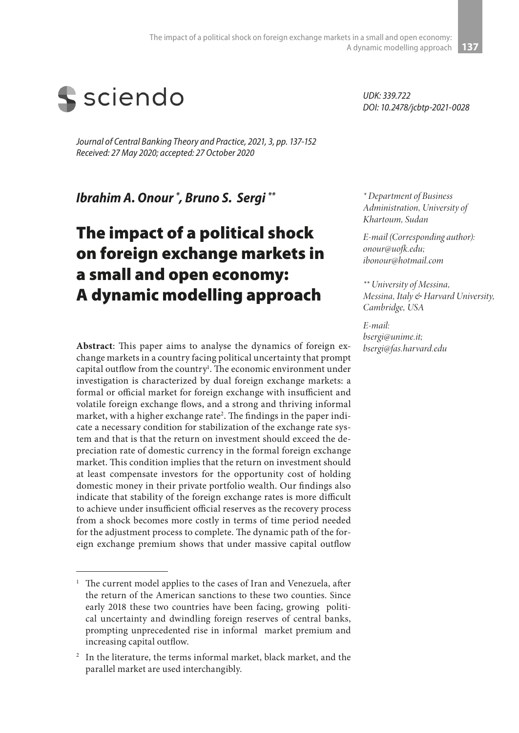UDK: 339.722
DOI: 10.2478/jcbtp-2021-0028

*Journal of Central Banking Theory and Practice, 2021, 3, pp. 137-152*
*Received: 27 May 2020; accepted: 27 October 2020*

***Ibrahim A. Onour* , Bruno S. Sergi ***

\* *Department of Business Administration, University of Khartoum, Sudan*

*E-mail (Corresponding author): onour@uofk.edu; ibonour@hotmail.com*

\*\* *University of Messina, Messina, Italy & Harvard University, Cambridge, USA*

*E-mail: bsergi@unime.it; bsergi@fas.harvard.edu*

# The impact of a political shock on foreign exchange markets in a small and open economy: A dynamic modelling approach

**Abstract**: This paper aims to analyse the dynamics of foreign exchange markets in a country facing political uncertainty that prompt capital outflow from the country[1]. The economic environment under investigation is characterized by dual foreign exchange markets: a formal or official market for foreign exchange with insufficient and volatile foreign exchange flows, and a strong and thriving informal market, with a higher exchange rate[2]. The findings in the paper indicate a necessary condition for stabilization of the exchange rate system and that is that the return on investment should exceed the depreciation rate of domestic currency in the formal foreign exchange market. This condition implies that the return on investment should at least compensate investors for the opportunity cost of holding domestic money in their private portfolio wealth. Our findings also indicate that stability of the foreign exchange rates is more difficult to achieve under insufficient official reserves as the recovery process from a shock becomes more costly in terms of time period needed for the adjustment process to complete. The dynamic path of the foreign exchange premium shows that under massive capital outflow

---

[1] The current model applies to the cases of Iran and Venezuela, after the return of the American sanctions to these two counties. Since early 2018 these two countries have been facing, growing political uncertainty and dwindling foreign reserves of central banks, prompting unprecedented rise in informal market premium and increasing capital outflow.

[2] In the literature, the terms informal market, black market, and the parallel market are used interchangibly.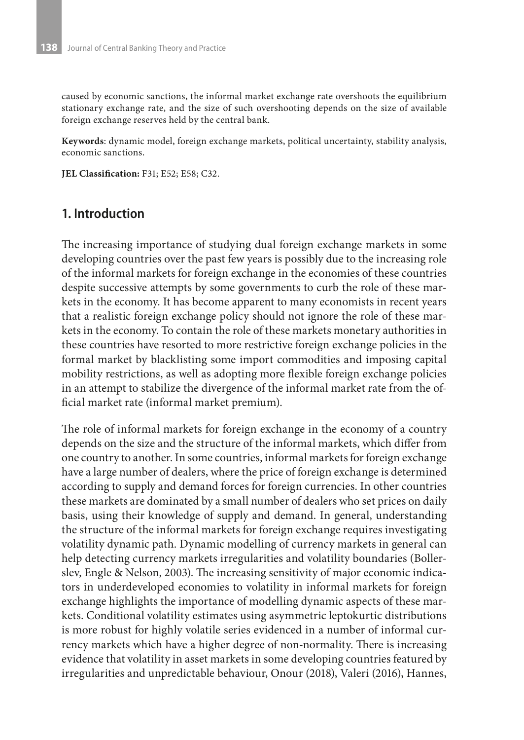caused by economic sanctions, the informal market exchange rate overshoots the equilibrium stationary exchange rate, and the size of such overshooting depends on the size of available foreign exchange reserves held by the central bank.

**Keywords**: dynamic model, foreign exchange markets, political uncertainty, stability analysis, economic sanctions.

**JEL Classification:** F31; E52; E58; C32.

## 1. Introduction

The increasing importance of studying dual foreign exchange markets in some developing countries over the past few years is possibly due to the increasing role of the informal markets for foreign exchange in the economies of these countries despite successive attempts by some governments to curb the role of these markets in the economy. It has become apparent to many economists in recent years that a realistic foreign exchange policy should not ignore the role of these markets in the economy. To contain the role of these markets monetary authorities in these countries have resorted to more restrictive foreign exchange policies in the formal market by blacklisting some import commodities and imposing capital mobility restrictions, as well as adopting more flexible foreign exchange policies in an attempt to stabilize the divergence of the informal market rate from the official market rate (informal market premium).

The role of informal markets for foreign exchange in the economy of a country depends on the size and the structure of the informal markets, which differ from one country to another. In some countries, informal markets for foreign exchange have a large number of dealers, where the price of foreign exchange is determined according to supply and demand forces for foreign currencies. In other countries these markets are dominated by a small number of dealers who set prices on daily basis, using their knowledge of supply and demand. In general, understanding the structure of the informal markets for foreign exchange requires investigating volatility dynamic path. Dynamic modelling of currency markets in general can help detecting currency markets irregularities and volatility boundaries (Bollerslev, Engle & Nelson, 2003). The increasing sensitivity of major economic indicators in underdeveloped economies to volatility in informal markets for foreign exchange highlights the importance of modelling dynamic aspects of these markets. Conditional volatility estimates using asymmetric leptokurtic distributions is more robust for highly volatile series evidenced in a number of informal currency markets which have a higher degree of non-normality. There is increasing evidence that volatility in asset markets in some developing countries featured by irregularities and unpredictable behaviour, Onour (2018), Valeri (2016), Hannes,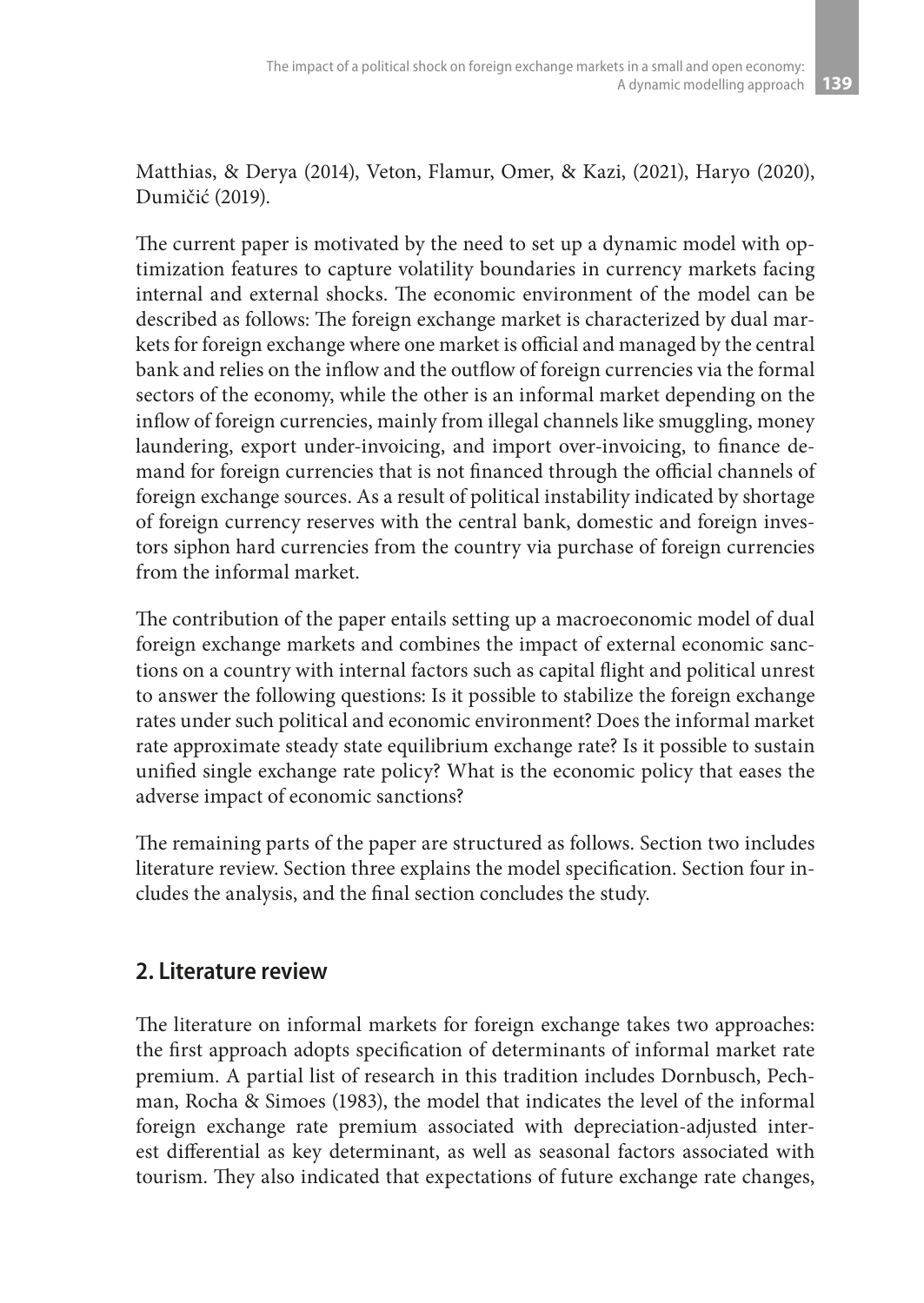Matthias, & Derya (2014), Veton, Flamur, Omer, & Kazi, (2021), Haryo (2020), Dumičić (2019).

The current paper is motivated by the need to set up a dynamic model with optimization features to capture volatility boundaries in currency markets facing internal and external shocks. The economic environment of the model can be described as follows: The foreign exchange market is characterized by dual markets for foreign exchange where one market is official and managed by the central bank and relies on the inflow and the outflow of foreign currencies via the formal sectors of the economy, while the other is an informal market depending on the inflow of foreign currencies, mainly from illegal channels like smuggling, money laundering, export under-invoicing, and import over-invoicing, to finance demand for foreign currencies that is not financed through the official channels of foreign exchange sources. As a result of political instability indicated by shortage of foreign currency reserves with the central bank, domestic and foreign investors siphon hard currencies from the country via purchase of foreign currencies from the informal market.

The contribution of the paper entails setting up a macroeconomic model of dual foreign exchange markets and combines the impact of external economic sanctions on a country with internal factors such as capital flight and political unrest to answer the following questions: Is it possible to stabilize the foreign exchange rates under such political and economic environment? Does the informal market rate approximate steady state equilibrium exchange rate? Is it possible to sustain unified single exchange rate policy? What is the economic policy that eases the adverse impact of economic sanctions?

The remaining parts of the paper are structured as follows. Section two includes literature review. Section three explains the model specification. Section four includes the analysis, and the final section concludes the study.

## 2. Literature review

The literature on informal markets for foreign exchange takes two approaches: the first approach adopts specification of determinants of informal market rate premium. A partial list of research in this tradition includes Dornbusch, Pechman, Rocha & Simoes (1983), the model that indicates the level of the informal foreign exchange rate premium associated with depreciation-adjusted interest differential as key determinant, as well as seasonal factors associated with tourism. They also indicated that expectations of future exchange rate changes,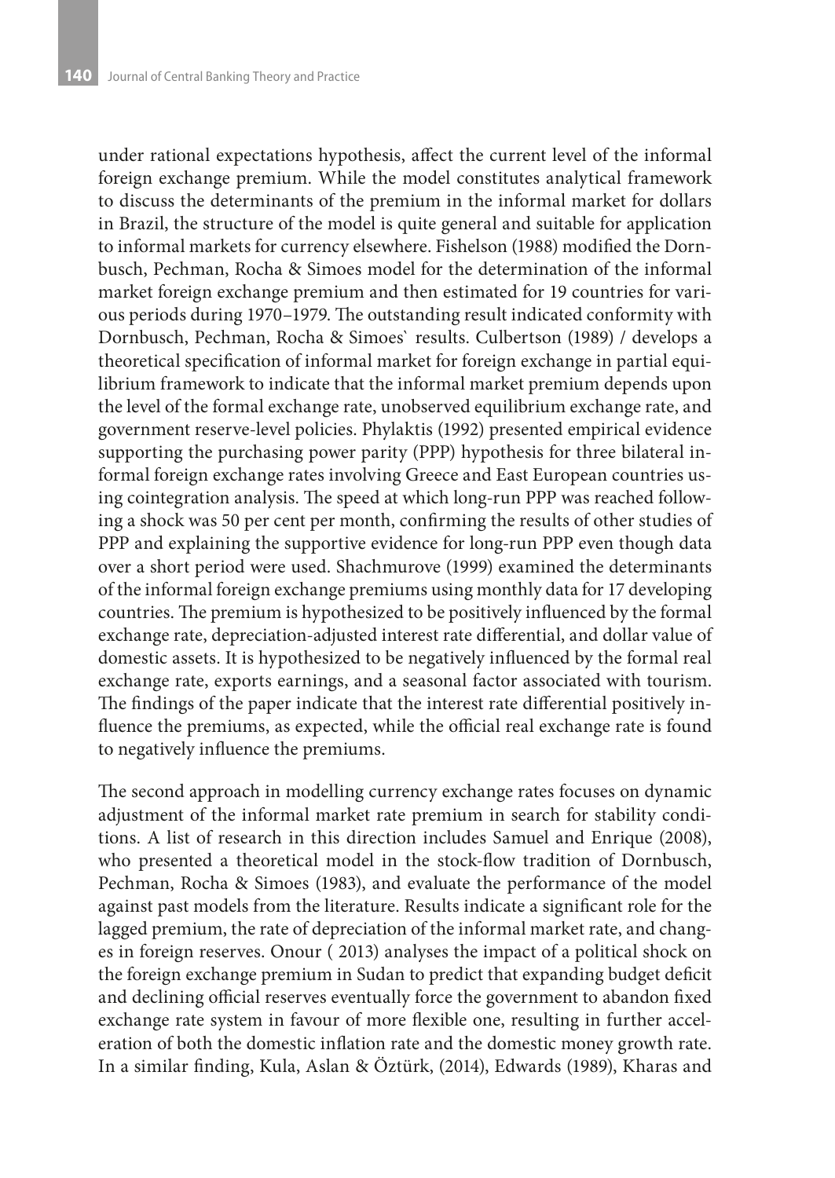under rational expectations hypothesis, affect the current level of the informal foreign exchange premium. While the model constitutes analytical framework to discuss the determinants of the premium in the informal market for dollars in Brazil, the structure of the model is quite general and suitable for application to informal markets for currency elsewhere. Fishelson (1988) modified the Dornbusch, Pechman, Rocha & Simoes model for the determination of the informal market foreign exchange premium and then estimated for 19 countries for various periods during 1970–1979. The outstanding result indicated conformity with Dornbusch, Pechman, Rocha & Simoes` results. Culbertson (1989) / develops a theoretical specification of informal market for foreign exchange in partial equilibrium framework to indicate that the informal market premium depends upon the level of the formal exchange rate, unobserved equilibrium exchange rate, and government reserve-level policies. Phylaktis (1992) presented empirical evidence supporting the purchasing power parity (PPP) hypothesis for three bilateral informal foreign exchange rates involving Greece and East European countries using cointegration analysis. The speed at which long-run PPP was reached following a shock was 50 per cent per month, confirming the results of other studies of PPP and explaining the supportive evidence for long-run PPP even though data over a short period were used. Shachmurove (1999) examined the determinants of the informal foreign exchange premiums using monthly data for 17 developing countries. The premium is hypothesized to be positively influenced by the formal exchange rate, depreciation-adjusted interest rate differential, and dollar value of domestic assets. It is hypothesized to be negatively influenced by the formal real exchange rate, exports earnings, and a seasonal factor associated with tourism. The findings of the paper indicate that the interest rate differential positively influence the premiums, as expected, while the official real exchange rate is found to negatively influence the premiums.

The second approach in modelling currency exchange rates focuses on dynamic adjustment of the informal market rate premium in search for stability conditions. A list of research in this direction includes Samuel and Enrique (2008), who presented a theoretical model in the stock-flow tradition of Dornbusch, Pechman, Rocha & Simoes (1983), and evaluate the performance of the model against past models from the literature. Results indicate a significant role for the lagged premium, the rate of depreciation of the informal market rate, and changes in foreign reserves. Onour ( 2013) analyses the impact of a political shock on the foreign exchange premium in Sudan to predict that expanding budget deficit and declining official reserves eventually force the government to abandon fixed exchange rate system in favour of more flexible one, resulting in further acceleration of both the domestic inflation rate and the domestic money growth rate. In a similar finding, Kula, Aslan & Öztürk, (2014), Edwards (1989), Kharas and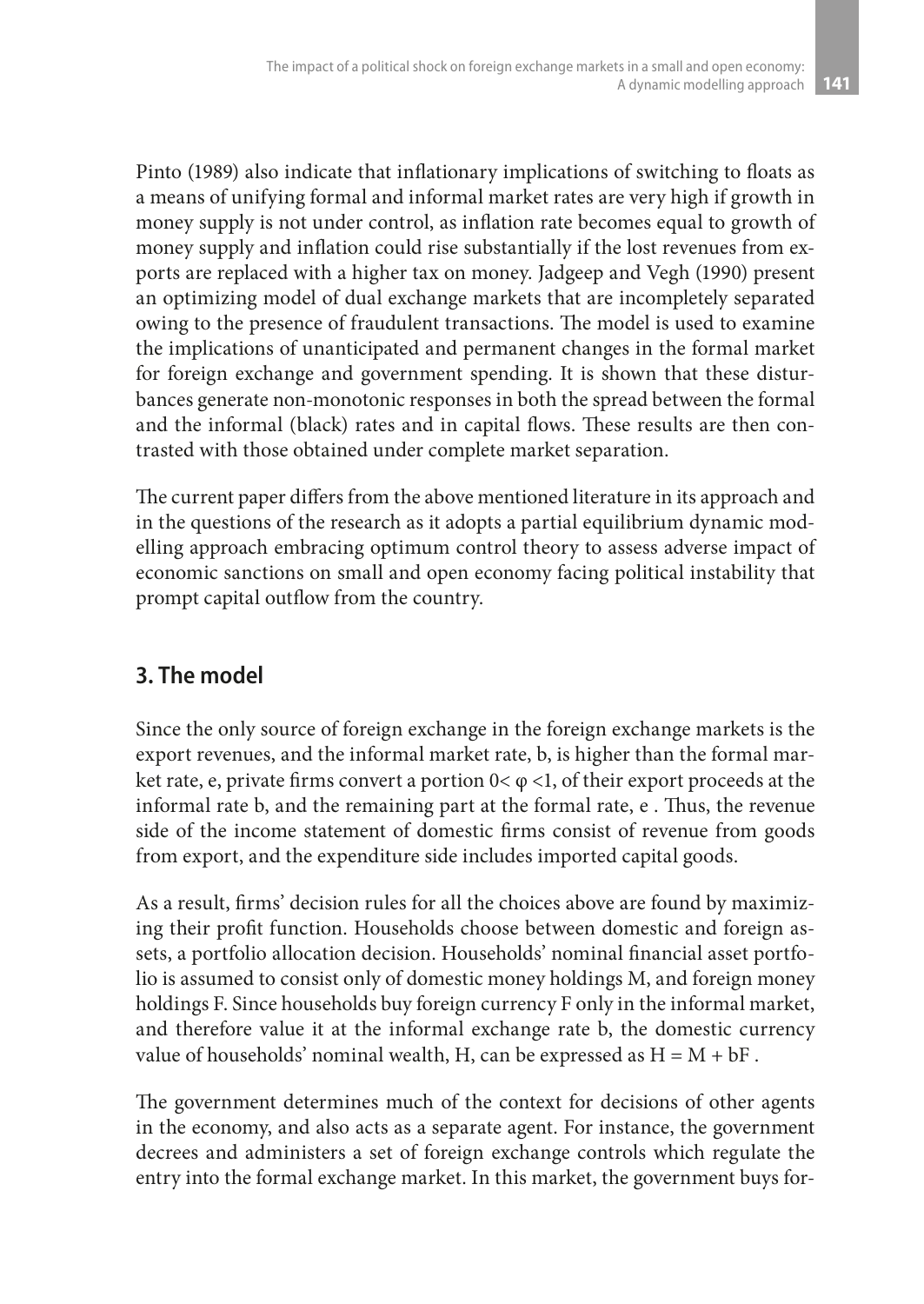Pinto (1989) also indicate that inflationary implications of switching to floats as a means of unifying formal and informal market rates are very high if growth in money supply is not under control, as inflation rate becomes equal to growth of money supply and inflation could rise substantially if the lost revenues from exports are replaced with a higher tax on money. Jadgeep and Vegh (1990) present an optimizing model of dual exchange markets that are incompletely separated owing to the presence of fraudulent transactions. The model is used to examine the implications of unanticipated and permanent changes in the formal market for foreign exchange and government spending. It is shown that these disturbances generate non-monotonic responses in both the spread between the formal and the informal (black) rates and in capital flows. These results are then contrasted with those obtained under complete market separation.

The current paper differs from the above mentioned literature in its approach and in the questions of the research as it adopts a partial equilibrium dynamic modelling approach embracing optimum control theory to assess adverse impact of economic sanctions on small and open economy facing political instability that prompt capital outflow from the country.

## 3. The model

Since the only source of foreign exchange in the foreign exchange markets is the export revenues, and the informal market rate, b, is higher than the formal market rate, e, private firms convert a portion $0< \varphi <1$, of their export proceeds at the informal rate b, and the remaining part at the formal rate, e . Thus, the revenue side of the income statement of domestic firms consist of revenue from goods from export, and the expenditure side includes imported capital goods.

As a result, firms' decision rules for all the choices above are found by maximizing their profit function. Households choose between domestic and foreign assets, a portfolio allocation decision. Households' nominal financial asset portfolio is assumed to consist only of domestic money holdings M, and foreign money holdings F. Since households buy foreign currency F only in the informal market, and therefore value it at the informal exchange rate b, the domestic currency value of households' nominal wealth, H, can be expressed as $H = M + bF$ .

The government determines much of the context for decisions of other agents in the economy, and also acts as a separate agent. For instance, the government decrees and administers a set of foreign exchange controls which regulate the entry into the formal exchange market. In this market, the government buys for-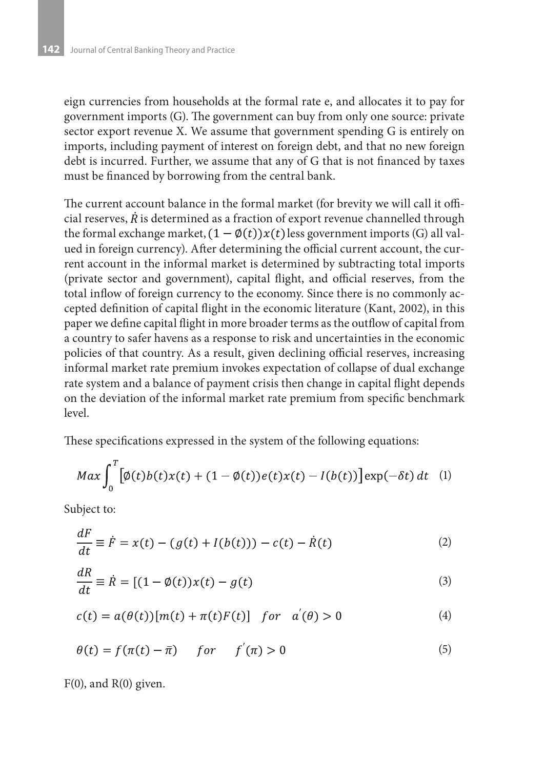eign currencies from households at the formal rate e, and allocates it to pay for government imports (G). The government can buy from only one source: private sector export revenue X. We assume that government spending G is entirely on imports, including payment of interest on foreign debt, and that no new foreign debt is incurred. Further, we assume that any of G that is not financed by taxes must be financed by borrowing from the central bank.

The current account balance in the formal market (for brevity we will call it official reserves, $\dot{R}$ is determined as a fraction of export revenue channelled through the formal exchange market, $(1-\emptyset(t))x(t)$ less government imports (G) all valued in foreign currency). After determining the official current account, the current account in the informal market is determined by subtracting total imports (private sector and government), capital flight, and official reserves, from the total inflow of foreign currency to the economy. Since there is no commonly accepted definition of capital flight in the economic literature (Kant, 2002), in this paper we define capital flight in more broader terms as the outflow of capital from a country to safer havens as a response to risk and uncertainties in the economic policies of that country. As a result, given declining official reserves, increasing informal market rate premium invokes expectation of collapse of dual exchange rate system and a balance of payment crisis then change in capital flight depends on the deviation of the informal market rate premium from specific benchmark level.

These specifications expressed in the system of the following equations:

$$Max \int_0^T \left[\emptyset(t)b(t)x(t) + (1-\emptyset(t))e(t)x(t) - I(b(t))\right] \exp(-\delta t)\, dt \quad (1)$$

Subject to:

$$\frac{dF}{dt} \equiv \dot{F} = x(t) - (g(t) + I(b(t))) - c(t) - \dot{R}(t) \quad (2)$$

$$\frac{dR}{dt} \equiv \dot{R} = [(1-\emptyset(t))x(t) - g(t) \quad (3)$$

$$c(t) = a(\theta(t))[m(t) + \pi(t)F(t)] \quad for \quad a^{'}(\theta) > 0 \quad (4)$$

$$\theta(t) = f(\pi(t) - \bar{\pi}) \quad for \quad f^{'}(\pi) > 0 \quad (5)$$

F(0), and R(0) given.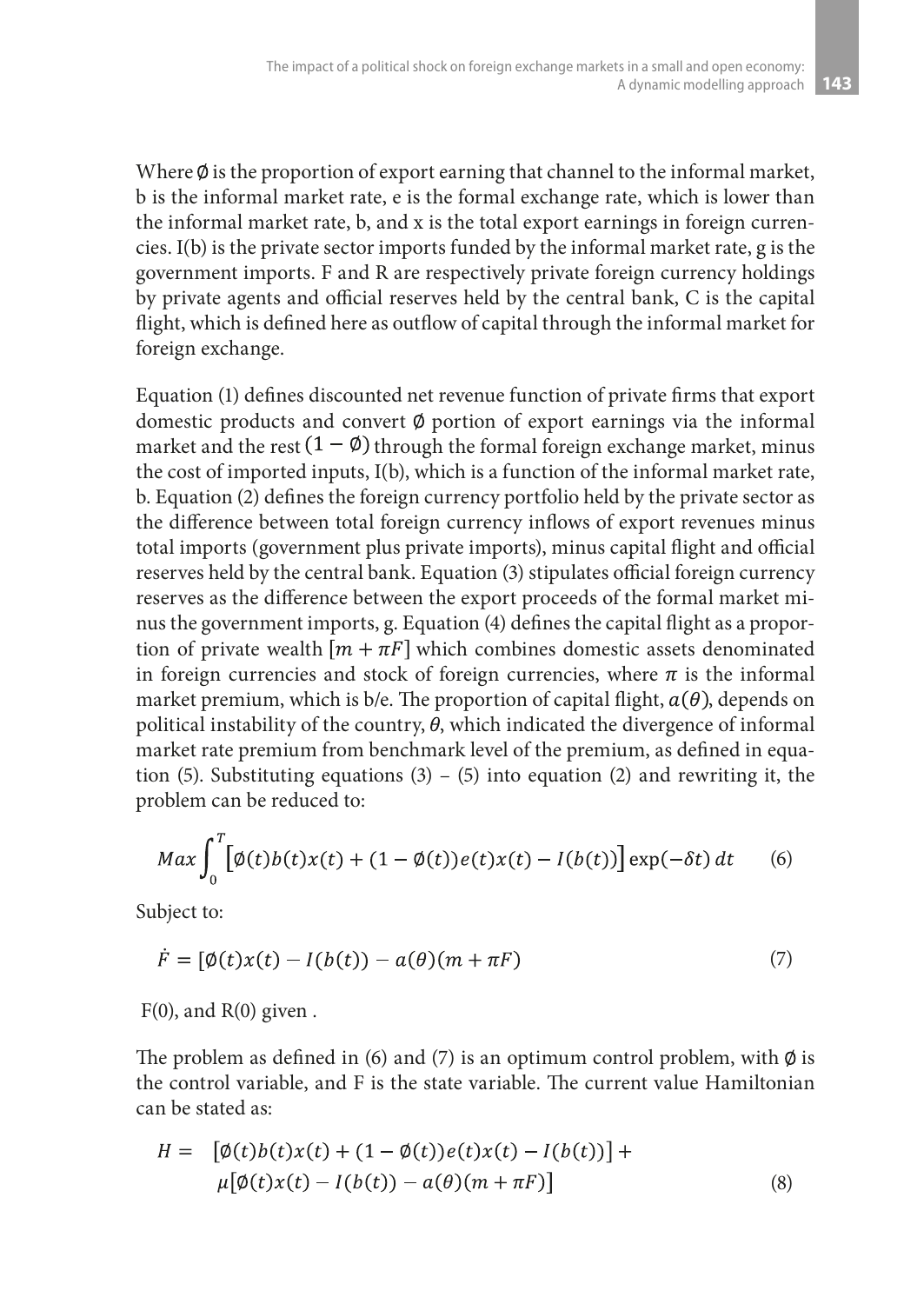Where $\emptyset$ is the proportion of export earning that channel to the informal market, b is the informal market rate, e is the formal exchange rate, which is lower than the informal market rate, b, and x is the total export earnings in foreign currencies. I(b) is the private sector imports funded by the informal market rate, g is the government imports. F and R are respectively private foreign currency holdings by private agents and official reserves held by the central bank, C is the capital flight, which is defined here as outflow of capital through the informal market for foreign exchange.

Equation (1) defines discounted net revenue function of private firms that export domestic products and convert $\emptyset$ portion of export earnings via the informal market and the rest $(1-\emptyset)$ through the formal foreign exchange market, minus the cost of imported inputs, I(b), which is a function of the informal market rate, b. Equation (2) defines the foreign currency portfolio held by the private sector as the difference between total foreign currency inflows of export revenues minus total imports (government plus private imports), minus capital flight and official reserves held by the central bank. Equation (3) stipulates official foreign currency reserves as the difference between the export proceeds of the formal market minus the government imports, g. Equation (4) defines the capital flight as a proportion of private wealth $[m + \pi F]$ which combines domestic assets denominated in foreign currencies and stock of foreign currencies, where $\pi$ is the informal market premium, which is b/e. The proportion of capital flight, $a(\theta)$, depends on political instability of the country, $\theta$, which indicated the divergence of informal market rate premium from benchmark level of the premium, as defined in equation (5). Substituting equations (3) – (5) into equation (2) and rewriting it, the problem can be reduced to:

$$Max \int_0^T \left[\emptyset(t)b(t)x(t) + (1-\emptyset(t))e(t)x(t) - I(b(t))\right]\exp(-\delta t)\,dt \qquad (6)$$

Subject to:

$$\dot{F} = [\emptyset(t)x(t) - I(b(t)) - a(\theta)(m + \pi F) \qquad (7)$$

F(0), and R(0) given .

The problem as defined in (6) and (7) is an optimum control problem, with $\emptyset$ is the control variable, and F is the state variable. The current value Hamiltonian can be stated as:

$$H = \left[\emptyset(t)b(t)x(t) + (1-\emptyset(t))e(t)x(t) - I(b(t))\right] + \mu\left[\emptyset(t)x(t) - I(b(t)) - a(\theta)(m + \pi F)\right] \qquad (8)$$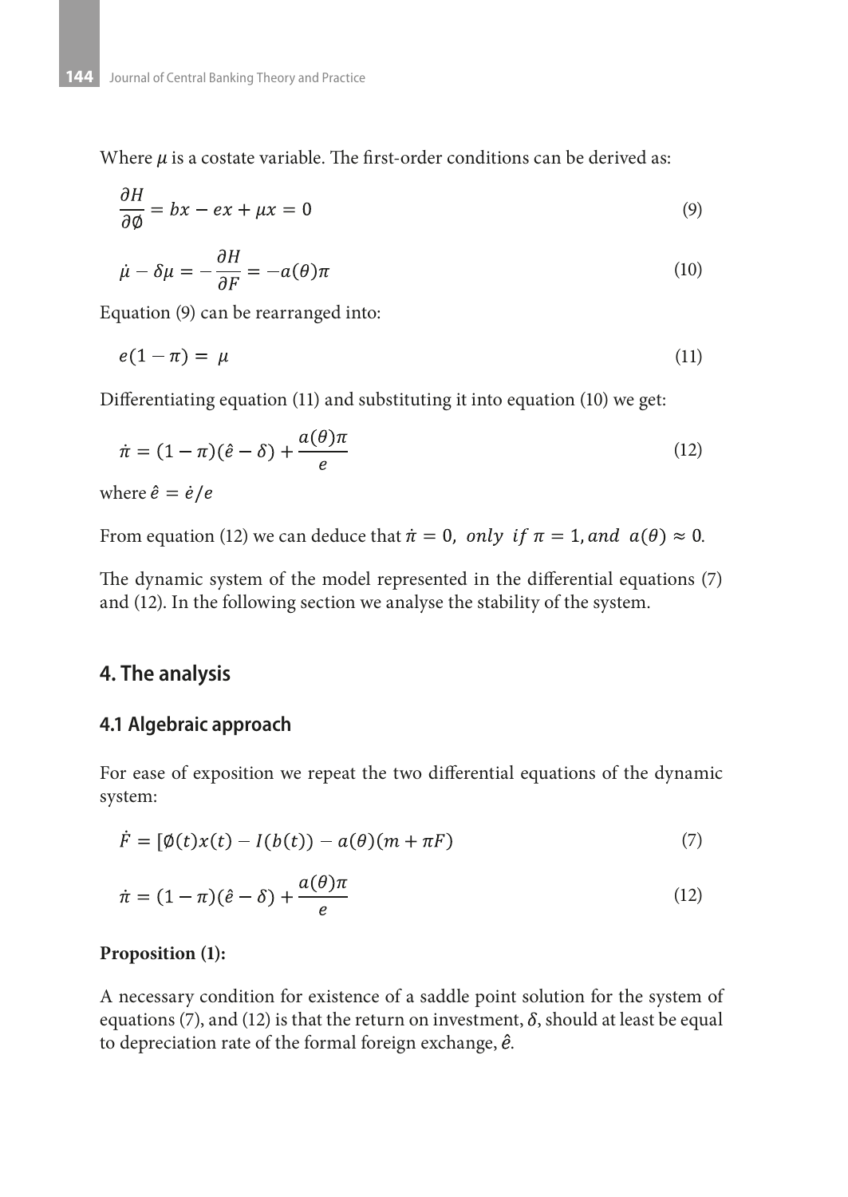Where $\mu$ is a costate variable. The first-order conditions can be derived as:

$$\frac{\partial H}{\partial \emptyset} = bx - ex + \mu x = 0 \tag{9}$$

$$\dot{\mu} - \delta\mu = -\frac{\partial H}{\partial F} = -a(\theta)\pi \tag{10}$$

Equation (9) can be rearranged into:

$$e(1 - \pi) = \mu \tag{11}$$

Differentiating equation (11) and substituting it into equation (10) we get:

$$\dot{\pi} = (1 - \pi)(\hat{e} - \delta) + \frac{a(\theta)\pi}{e} \tag{12}$$

where $\hat{e} = \dot{e}/e$

From equation (12) we can deduce that $\dot{\pi} = 0,\ only\ \ if\ \pi = 1, and\ \ a(\theta) \approx 0$.

The dynamic system of the model represented in the differential equations (7) and (12). In the following section we analyse the stability of the system.

## 4. The analysis

### 4.1 Algebraic approach

For ease of exposition we repeat the two differential equations of the dynamic system:

$$\dot{F} = [\emptyset(t)x(t) - I(b(t)) - a(\theta)(m + \pi F) \tag{7}$$

$$\dot{\pi} = (1 - \pi)(\hat{e} - \delta) + \frac{a(\theta)\pi}{e} \tag{12}$$

**Proposition (1):**

A necessary condition for existence of a saddle point solution for the system of equations (7), and (12) is that the return on investment, $\delta$, should at least be equal to depreciation rate of the formal foreign exchange, $\hat{e}$.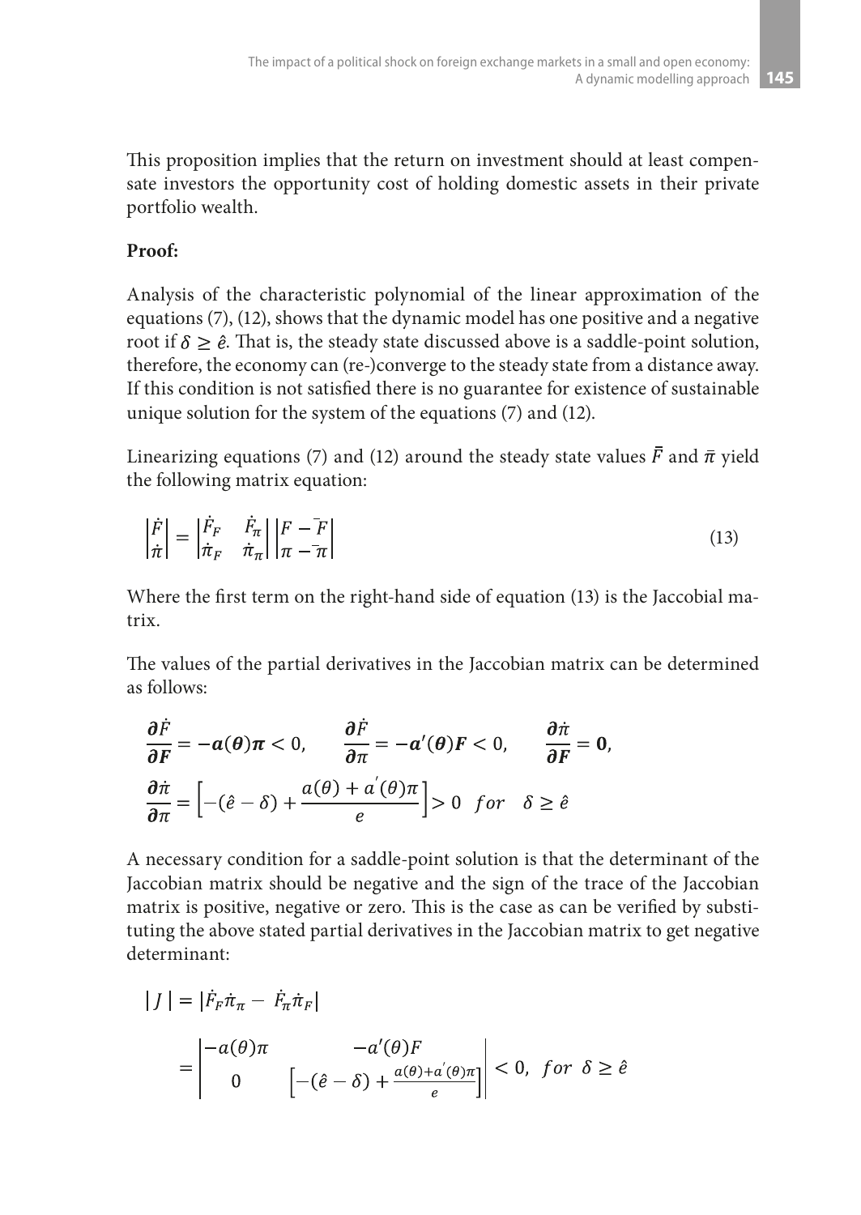This proposition implies that the return on investment should at least compensate investors the opportunity cost of holding domestic assets in their private portfolio wealth.

**Proof:**

Analysis of the characteristic polynomial of the linear approximation of the equations (7), (12), shows that the dynamic model has one positive and a negative root if $\delta \geq \hat{e}$. That is, the steady state discussed above is a saddle-point solution, therefore, the economy can (re-)converge to the steady state from a distance away. If this condition is not satisfied there is no guarantee for existence of sustainable unique solution for the system of the equations (7) and (12).

Linearizing equations (7) and (12) around the steady state values $\bar{F}$ and $\bar{\pi}$ yield the following matrix equation:

$$\begin{vmatrix} \dot{F} \\ \dot{\pi} \end{vmatrix} = \begin{vmatrix} \dot{F}_F & \dot{F}_\pi \\ \dot{\pi}_F & \dot{\pi}_\pi \end{vmatrix} \begin{vmatrix} F - \bar{F} \\ \pi - \bar{\pi} \end{vmatrix} \tag{13}$$

Where the first term on the right-hand side of equation (13) is the Jaccobial matrix.

The values of the partial derivatives in the Jaccobian matrix can be determined as follows:

$$\frac{\partial \dot{F}}{\partial F} = -a(\theta)\pi < 0, \qquad \frac{\partial \dot{F}}{\partial \pi} = -a'(\theta)F < 0, \qquad \frac{\partial \dot{\pi}}{\partial F} = 0,$$

$$\frac{\partial \dot{\pi}}{\partial \pi} = \left[-(\hat{e} - \delta) + \frac{a(\theta) + a'(\theta)\pi}{e}\right] > 0 \quad for \quad \delta \geq \hat{e}$$

A necessary condition for a saddle-point solution is that the determinant of the Jaccobian matrix should be negative and the sign of the trace of the Jaccobian matrix is positive, negative or zero. This is the case as can be verified by substituting the above stated partial derivatives in the Jaccobian matrix to get negative determinant:

$$|J| = |\dot{F}_F \dot{\pi}_\pi - \dot{F}_\pi \dot{\pi}_F|$$

$$= \begin{vmatrix} -a(\theta)\pi & -a'(\theta)F \\ 0 & \left[-(\hat{e} - \delta) + \frac{a(\theta) + a'(\theta)\pi}{e}\right] \end{vmatrix} < 0, \ for \ \delta \geq \hat{e}$$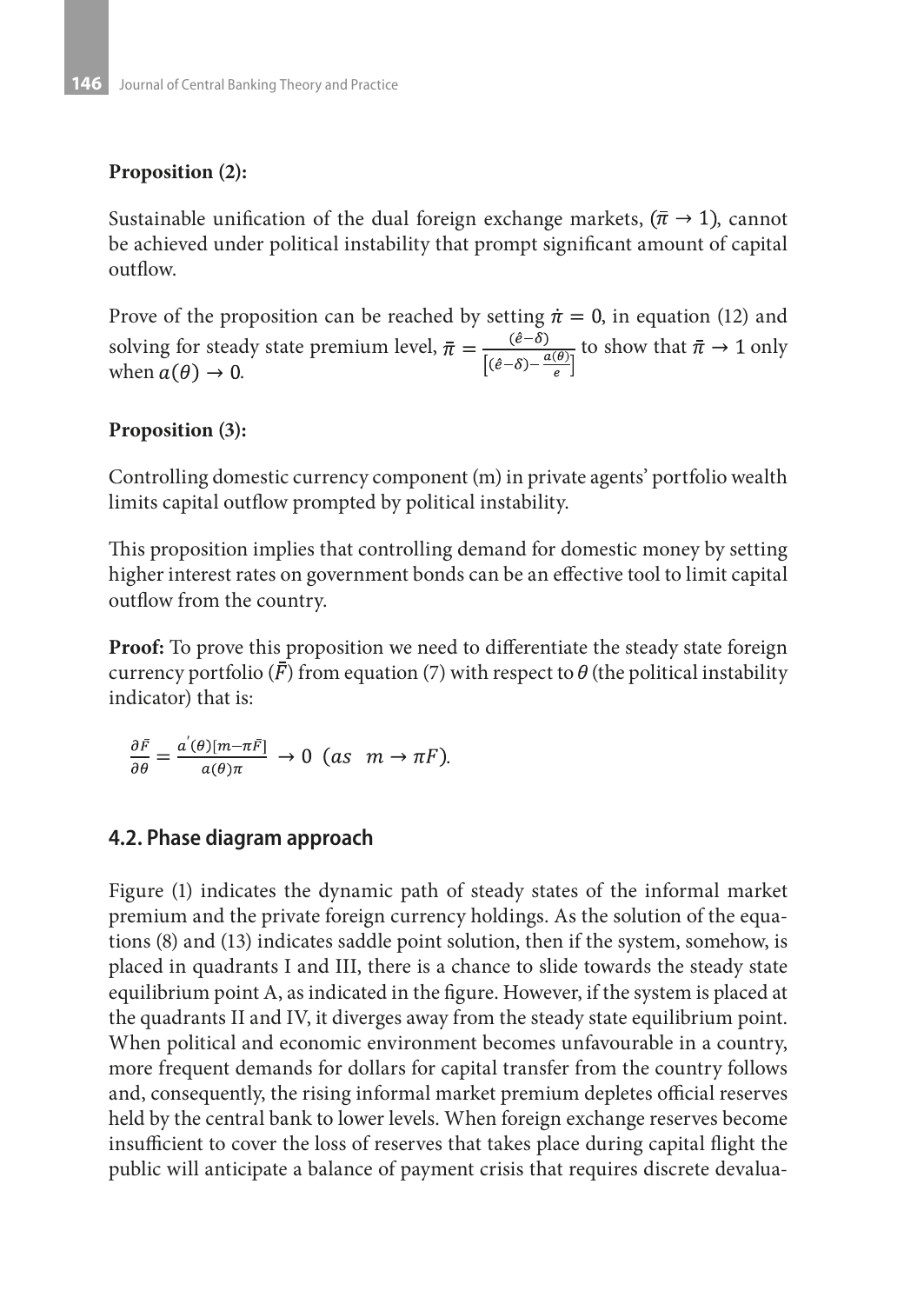**Proposition (2):**

Sustainable unification of the dual foreign exchange markets, $(\bar{\pi} \rightarrow 1)$, cannot be achieved under political instability that prompt significant amount of capital outflow.

Prove of the proposition can be reached by setting $\dot{\pi} = 0$, in equation (12) and solving for steady state premium level, $\bar{\pi} = \frac{(\hat{e}-\delta)}{\left[(\hat{e}-\delta)-\frac{a(\theta)}{e}\right]}$ to show that $\bar{\pi} \rightarrow 1$ only when $a(\theta) \rightarrow 0$.

**Proposition (3):**

Controlling domestic currency component (m) in private agents' portfolio wealth limits capital outflow prompted by political instability.

This proposition implies that controlling demand for domestic money by setting higher interest rates on government bonds can be an effective tool to limit capital outflow from the country.

**Proof:** To prove this proposition we need to differentiate the steady state foreign currency portfolio $(\bar{F})$ from equation (7) with respect to $\theta$ (the political instability indicator) that is:

$$\frac{\partial \bar{F}}{\partial \theta} = \frac{a'(\theta)[m-\pi\bar{F}]}{a(\theta)\pi} \rightarrow 0 \ \ (as \ \ m \rightarrow \pi F).$$

## 4.2. Phase diagram approach

Figure (1) indicates the dynamic path of steady states of the informal market premium and the private foreign currency holdings. As the solution of the equations (8) and (13) indicates saddle point solution, then if the system, somehow, is placed in quadrants I and III, there is a chance to slide towards the steady state equilibrium point A, as indicated in the figure. However, if the system is placed at the quadrants II and IV, it diverges away from the steady state equilibrium point. When political and economic environment becomes unfavourable in a country, more frequent demands for dollars for capital transfer from the country follows and, consequently, the rising informal market premium depletes official reserves held by the central bank to lower levels. When foreign exchange reserves become insufficient to cover the loss of reserves that takes place during capital flight the public will anticipate a balance of payment crisis that requires discrete devalua-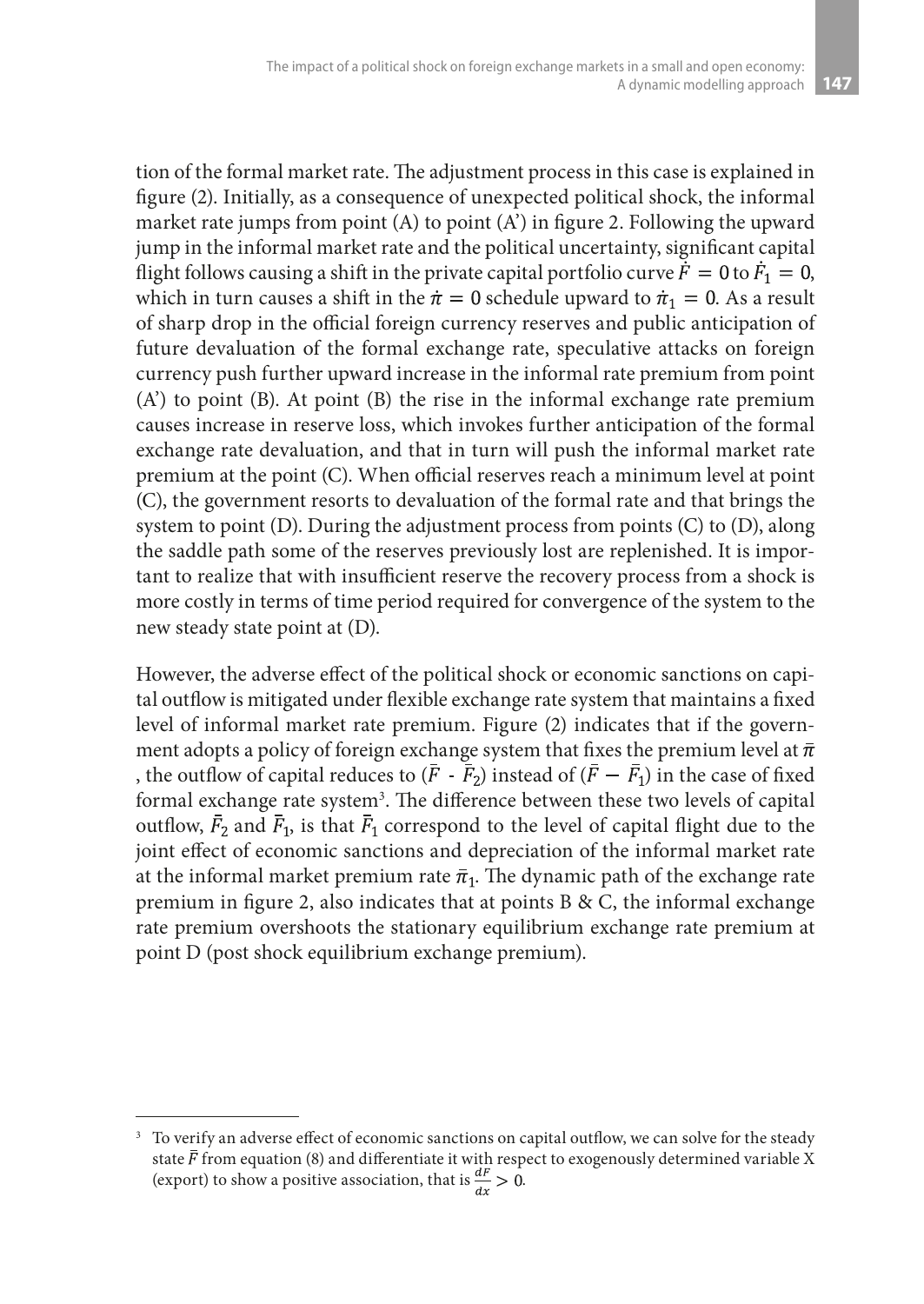tion of the formal market rate. The adjustment process in this case is explained in figure (2). Initially, as a consequence of unexpected political shock, the informal market rate jumps from point (A) to point (A') in figure 2. Following the upward jump in the informal market rate and the political uncertainty, significant capital flight follows causing a shift in the private capital portfolio curve $\dot{F} = 0$ to $\dot{F}_1 = 0$, which in turn causes a shift in the $\dot{\pi} = 0$ schedule upward to $\dot{\pi}_1 = 0$. As a result of sharp drop in the official foreign currency reserves and public anticipation of future devaluation of the formal exchange rate, speculative attacks on foreign currency push further upward increase in the informal rate premium from point (A') to point (B). At point (B) the rise in the informal exchange rate premium causes increase in reserve loss, which invokes further anticipation of the formal exchange rate devaluation, and that in turn will push the informal market rate premium at the point (C). When official reserves reach a minimum level at point (C), the government resorts to devaluation of the formal rate and that brings the system to point (D). During the adjustment process from points (C) to (D), along the saddle path some of the reserves previously lost are replenished. It is important to realize that with insufficient reserve the recovery process from a shock is more costly in terms of time period required for convergence of the system to the new steady state point at (D).

However, the adverse effect of the political shock or economic sanctions on capital outflow is mitigated under flexible exchange rate system that maintains a fixed level of informal market rate premium. Figure (2) indicates that if the government adopts a policy of foreign exchange system that fixes the premium level at $\bar{\pi}$, the outflow of capital reduces to ($\bar{F}$ - $\bar{F}_2$) instead of ($\bar{F} - \bar{F}_1$) in the case of fixed formal exchange rate system[3]. The difference between these two levels of capital outflow, $\bar{F}_2$ and $\bar{F}_1$, is that $\bar{F}_1$ correspond to the level of capital flight due to the joint effect of economic sanctions and depreciation of the informal market rate at the informal market premium rate $\bar{\pi}_1$. The dynamic path of the exchange rate premium in figure 2, also indicates that at points B & C, the informal exchange rate premium overshoots the stationary equilibrium exchange rate premium at point D (post shock equilibrium exchange premium).

[3] To verify an adverse effect of economic sanctions on capital outflow, we can solve for the steady state $\bar{F}$ from equation (8) and differentiate it with respect to exogenously determined variable X (export) to show a positive association, that is $\frac{dF}{dx} > 0$.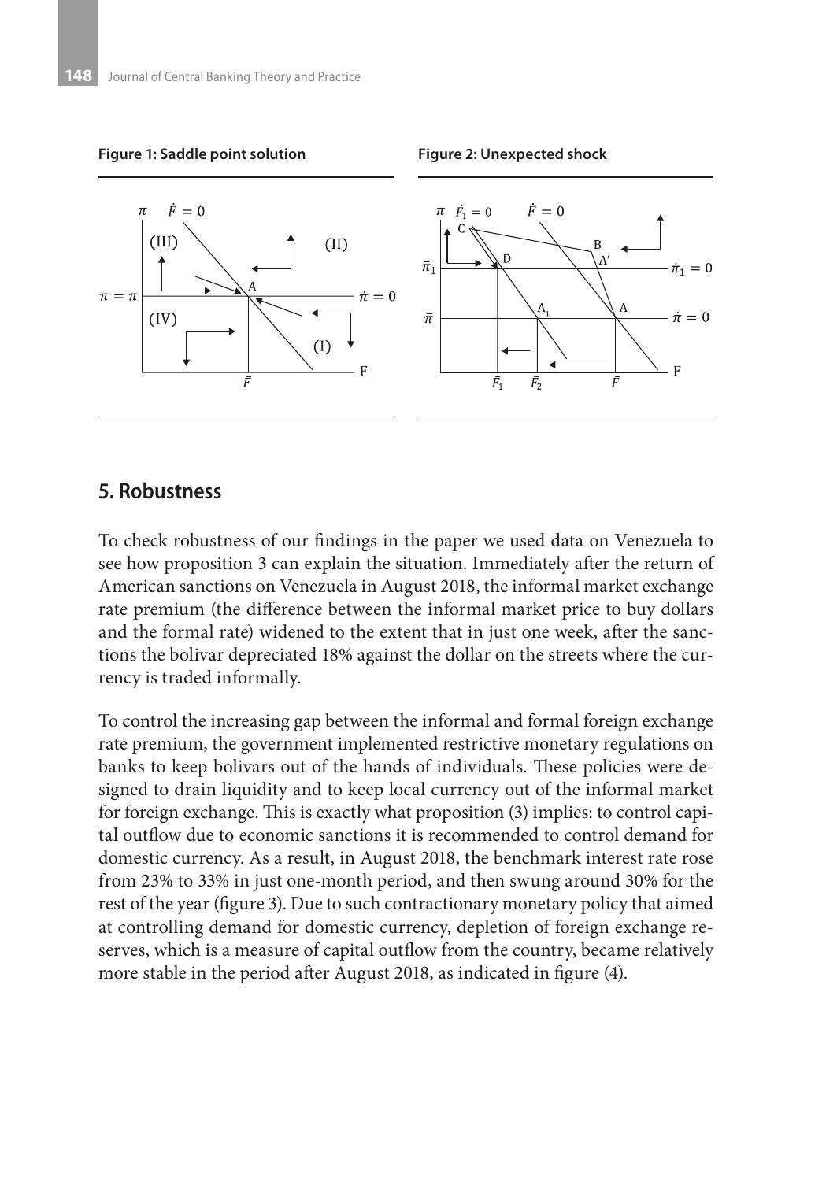**Figure 1: Saddle point solution**

**Figure 2: Unexpected shock**

## 5. Robustness

To check robustness of our findings in the paper we used data on Venezuela to see how proposition 3 can explain the situation. Immediately after the return of American sanctions on Venezuela in August 2018, the informal market exchange rate premium (the difference between the informal market price to buy dollars and the formal rate) widened to the extent that in just one week, after the sanctions the bolivar depreciated 18% against the dollar on the streets where the currency is traded informally.

To control the increasing gap between the informal and formal foreign exchange rate premium, the government implemented restrictive monetary regulations on banks to keep bolivars out of the hands of individuals. These policies were designed to drain liquidity and to keep local currency out of the informal market for foreign exchange. This is exactly what proposition (3) implies: to control capital outflow due to economic sanctions it is recommended to control demand for domestic currency. As a result, in August 2018, the benchmark interest rate rose from 23% to 33% in just one-month period, and then swung around 30% for the rest of the year (figure 3). Due to such contractionary monetary policy that aimed at controlling demand for domestic currency, depletion of foreign exchange reserves, which is a measure of capital outflow from the country, became relatively more stable in the period after August 2018, as indicated in figure (4).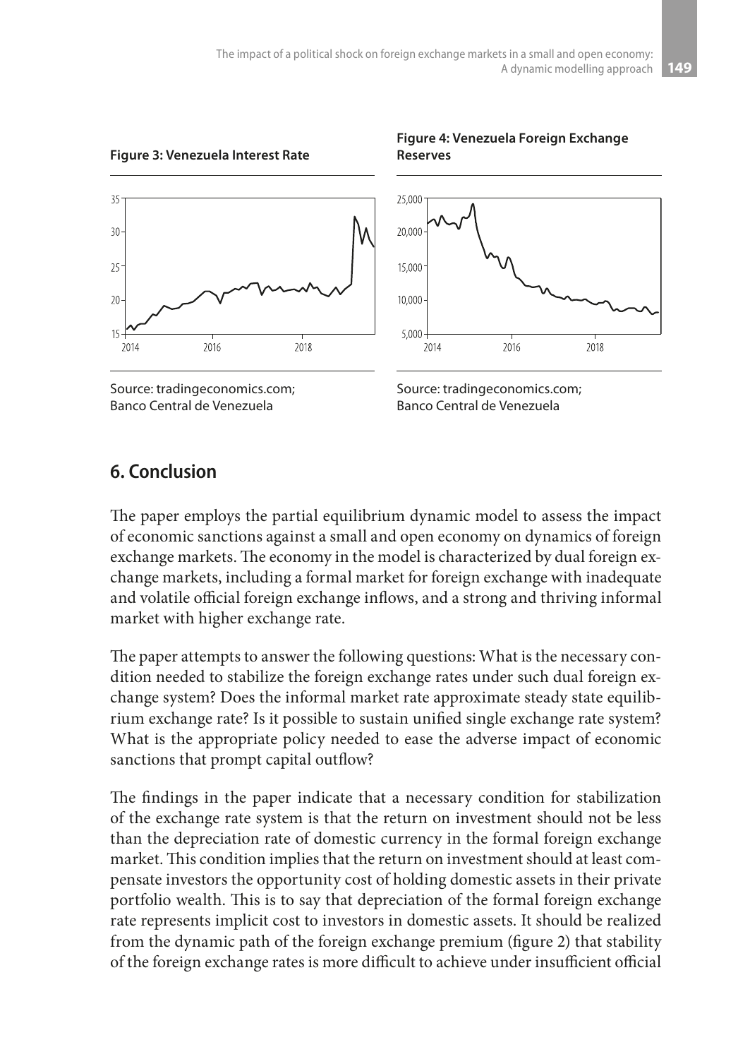**Figure 3: Venezuela Interest Rate**

Source: tradingeconomics.com; Banco Central de Venezuela

**Figure 4: Venezuela Foreign Exchange Reserves**

Source: tradingeconomics.com; Banco Central de Venezuela

## 6. Conclusion

The paper employs the partial equilibrium dynamic model to assess the impact of economic sanctions against a small and open economy on dynamics of foreign exchange markets. The economy in the model is characterized by dual foreign exchange markets, including a formal market for foreign exchange with inadequate and volatile official foreign exchange inflows, and a strong and thriving informal market with higher exchange rate.

The paper attempts to answer the following questions: What is the necessary condition needed to stabilize the foreign exchange rates under such dual foreign exchange system? Does the informal market rate approximate steady state equilibrium exchange rate? Is it possible to sustain unified single exchange rate system? What is the appropriate policy needed to ease the adverse impact of economic sanctions that prompt capital outflow?

The findings in the paper indicate that a necessary condition for stabilization of the exchange rate system is that the return on investment should not be less than the depreciation rate of domestic currency in the formal foreign exchange market. This condition implies that the return on investment should at least compensate investors the opportunity cost of holding domestic assets in their private portfolio wealth. This is to say that depreciation of the formal foreign exchange rate represents implicit cost to investors in domestic assets. It should be realized from the dynamic path of the foreign exchange premium (figure 2) that stability of the foreign exchange rates is more difficult to achieve under insufficient official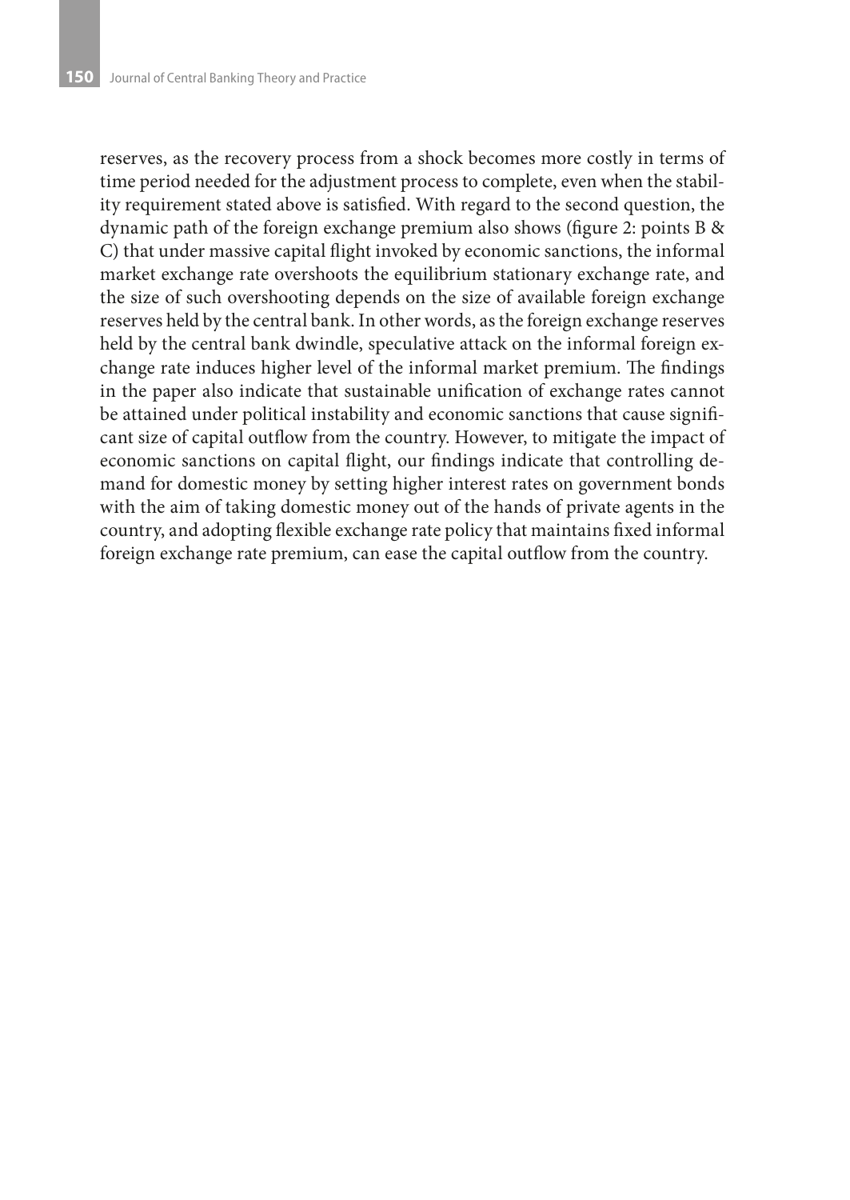reserves, as the recovery process from a shock becomes more costly in terms of time period needed for the adjustment process to complete, even when the stability requirement stated above is satisfied. With regard to the second question, the dynamic path of the foreign exchange premium also shows (figure 2: points B & C) that under massive capital flight invoked by economic sanctions, the informal market exchange rate overshoots the equilibrium stationary exchange rate, and the size of such overshooting depends on the size of available foreign exchange reserves held by the central bank. In other words, as the foreign exchange reserves held by the central bank dwindle, speculative attack on the informal foreign exchange rate induces higher level of the informal market premium. The findings in the paper also indicate that sustainable unification of exchange rates cannot be attained under political instability and economic sanctions that cause significant size of capital outflow from the country. However, to mitigate the impact of economic sanctions on capital flight, our findings indicate that controlling demand for domestic money by setting higher interest rates on government bonds with the aim of taking domestic money out of the hands of private agents in the country, and adopting flexible exchange rate policy that maintains fixed informal foreign exchange rate premium, can ease the capital outflow from the country.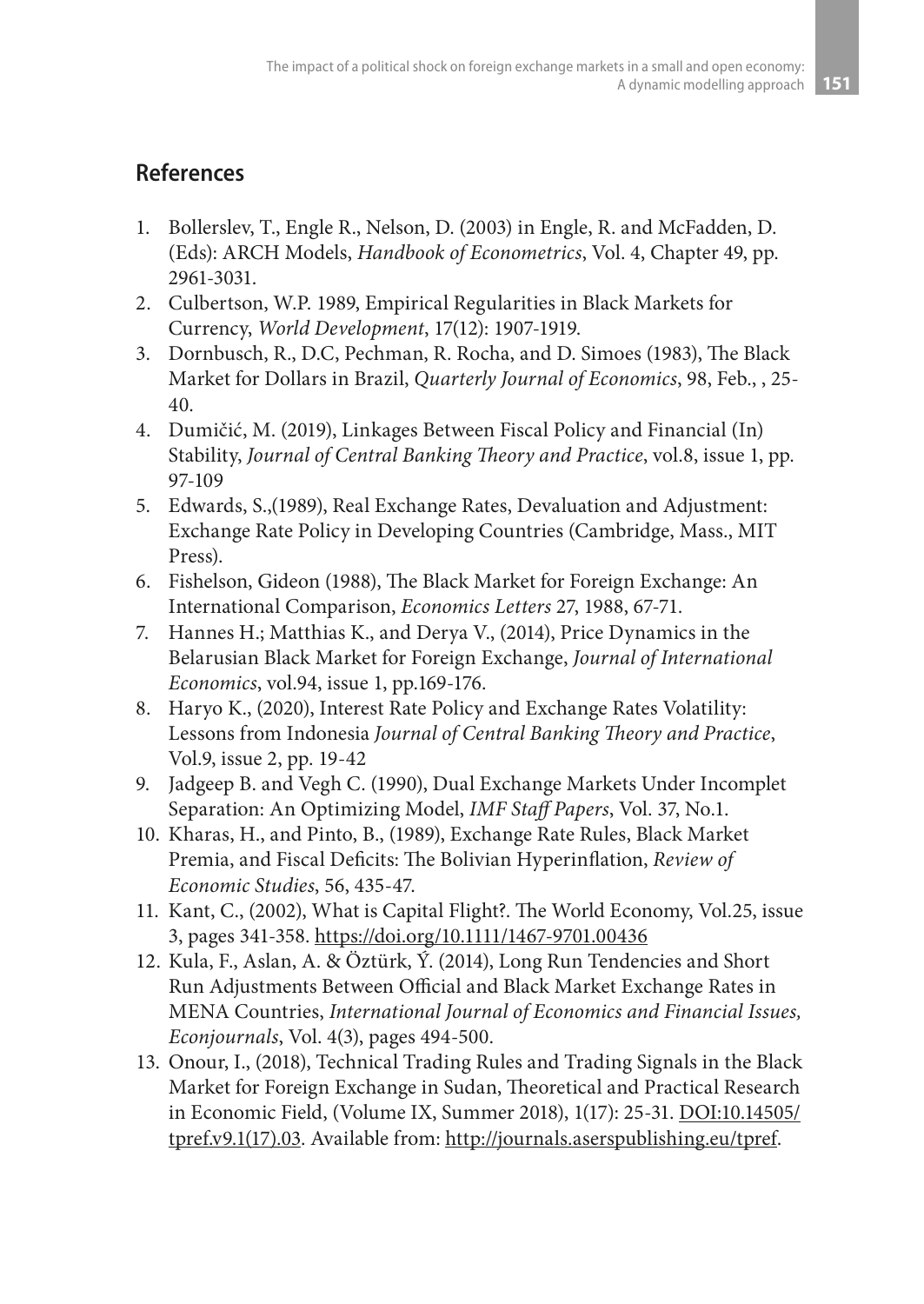## References

1. Bollerslev, T., Engle R., Nelson, D. (2003) in Engle, R. and McFadden, D. (Eds): ARCH Models, *Handbook of Econometrics*, Vol. 4, Chapter 49, pp. 2961-3031.
2. Culbertson, W.P. 1989, Empirical Regularities in Black Markets for Currency, *World Development*, 17(12): 1907-1919.
3. Dornbusch, R., D.C, Pechman, R. Rocha, and D. Simoes (1983), The Black Market for Dollars in Brazil, *Quarterly Journal of Economics*, 98, Feb., , 25-40.
4. Dumičić, M. (2019), Linkages Between Fiscal Policy and Financial (In) Stability, *Journal of Central Banking Theory and Practice*, vol.8, issue 1, pp. 97-109
5. Edwards, S.,(1989), Real Exchange Rates, Devaluation and Adjustment: Exchange Rate Policy in Developing Countries (Cambridge, Mass., MIT Press).
6. Fishelson, Gideon (1988), The Black Market for Foreign Exchange: An International Comparison, *Economics Letters* 27, 1988, 67-71.
7. Hannes H.; Matthias K., and Derya V., (2014), Price Dynamics in the Belarusian Black Market for Foreign Exchange, *Journal of International Economics*, vol.94, issue 1, pp.169-176.
8. Haryo K., (2020), Interest Rate Policy and Exchange Rates Volatility: Lessons from Indonesia *Journal of Central Banking Theory and Practice*, Vol.9, issue 2, pp. 19-42
9. Jadgeep B. and Vegh C. (1990), Dual Exchange Markets Under Incomplet Separation: An Optimizing Model, *IMF Staff Papers*, Vol. 37, No.1.
10. Kharas, H., and Pinto, B., (1989), Exchange Rate Rules, Black Market Premia, and Fiscal Deficits: The Bolivian Hyperinflation, *Review of Economic Studies*, 56, 435-47.
11. Kant, C., (2002), What is Capital Flight?. The World Economy, Vol.25, issue 3, pages 341-358. https://doi.org/10.1111/1467-9701.00436
12. Kula, F., Aslan, A. & Öztürk, Ý. (2014), Long Run Tendencies and Short Run Adjustments Between Official and Black Market Exchange Rates in MENA Countries, *International Journal of Economics and Financial Issues, Econjournals*, Vol. 4(3), pages 494-500.
13. Onour, I., (2018), Technical Trading Rules and Trading Signals in the Black Market for Foreign Exchange in Sudan, Theoretical and Practical Research in Economic Field, (Volume IX, Summer 2018), 1(17): 25-31. DOI:10.14505/tpref.v9.1(17).03. Available from: http://journals.aserspublishing.eu/tpref.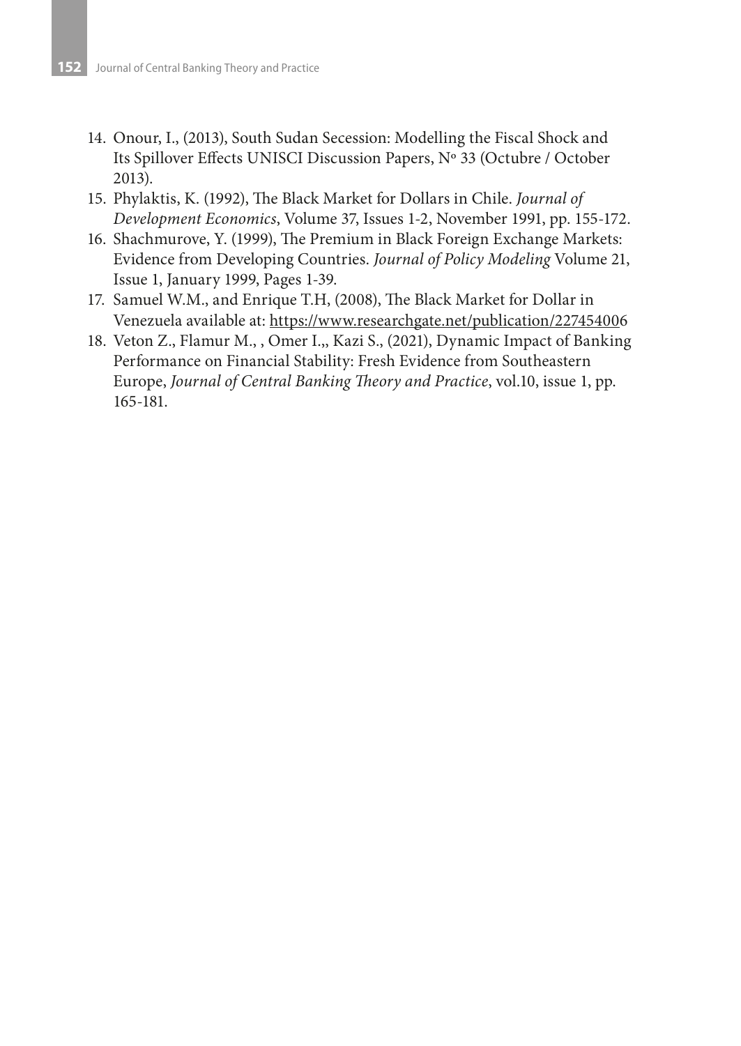14. Onour, I., (2013), South Sudan Secession: Modelling the Fiscal Shock and Its Spillover Effects UNISCI Discussion Papers, Nº 33 (Octubre / October 2013).
15. Phylaktis, K. (1992), The Black Market for Dollars in Chile. *Journal of Development Economics*, Volume 37, Issues 1-2, November 1991, pp. 155-172.
16. Shachmurove, Y. (1999), The Premium in Black Foreign Exchange Markets: Evidence from Developing Countries. *Journal of Policy Modeling* Volume 21, Issue 1, January 1999, Pages 1-39.
17. Samuel W.M., and Enrique T.H, (2008), The Black Market for Dollar in Venezuela available at: https://www.researchgate.net/publication/227454006
18. Veton Z., Flamur M., , Omer I.,, Kazi S., (2021), Dynamic Impact of Banking Performance on Financial Stability: Fresh Evidence from Southeastern Europe, *Journal of Central Banking Theory and Practice*, vol.10, issue 1, pp. 165-181.